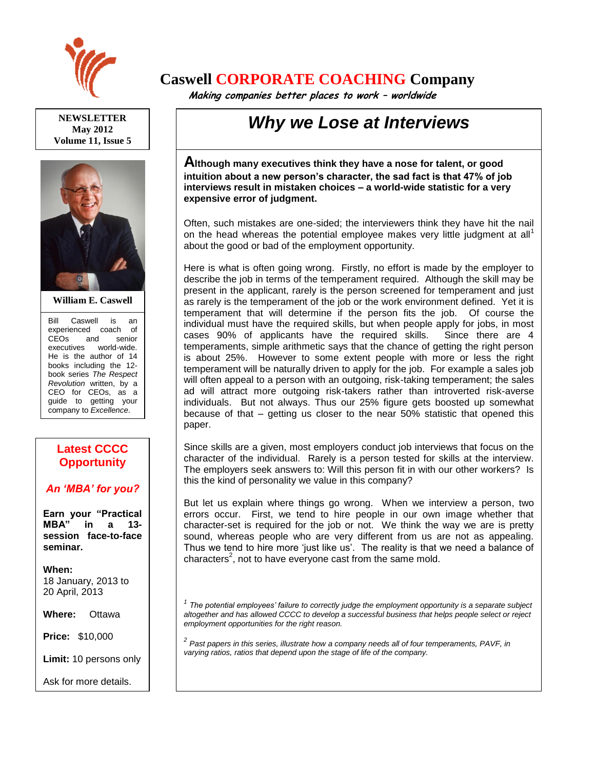# Caswell CORPORATE COACHING Company

*Making companies better places to work – worldwide*

**NEWSLETTER**
**May 2012**
**Volume 11, Issue 5**

**William E. Caswell**

Bill Caswell is an experienced coach of CEOs and senior executives world-wide. He is the author of 14 books including the 12-book series *The Respect Revolution* written, by a CEO for CEOs, as a guide to getting your company to *Excellence*.

## Latest CCCC Opportunity

### *An 'MBA' for you?*

**Earn your "Practical MBA" in a 13-session face-to-face seminar.**

**When:** 18 January, 2013 to 20 April, 2013

**Where:** Ottawa

**Price:** $10,000

**Limit:** 10 persons only

Ask for more details.

## *Why we Lose at Interviews*

**Although many executives think they have a nose for talent, or good intuition about a new person's character, the sad fact is that 47% of job interviews result in mistaken choices – a world-wide statistic for a very expensive error of judgment.**

Often, such mistakes are one-sided; the interviewers think they have hit the nail on the head whereas the potential employee makes very little judgment at all[1] about the good or bad of the employment opportunity.

Here is what is often going wrong. Firstly, no effort is made by the employer to describe the job in terms of the temperament required. Although the skill may be present in the applicant, rarely is the person screened for temperament and just as rarely is the temperament of the job or the work environment defined. Yet it is temperament that will determine if the person fits the job. Of course the individual must have the required skills, but when people apply for jobs, in most cases 90% of applicants have the required skills. Since there are 4 temperaments, simple arithmetic says that the chance of getting the right person is about 25%. However to some extent people with more or less the right temperament will be naturally driven to apply for the job. For example a sales job will often appeal to a person with an outgoing, risk-taking temperament; the sales ad will attract more outgoing risk-takers rather than introverted risk-averse individuals. But not always. Thus our 25% figure gets boosted up somewhat because of that – getting us closer to the near 50% statistic that opened this paper.

Since skills are a given, most employers conduct job interviews that focus on the character of the individual. Rarely is a person tested for skills at the interview. The employers seek answers to: Will this person fit in with our other workers? Is this the kind of personality we value in this company?

But let us explain where things go wrong. When we interview a person, two errors occur. First, we tend to hire people in our own image whether that character-set is required for the job or not. We think the way we are is pretty sound, whereas people who are very different from us are not as appealing. Thus we tend to hire more 'just like us'. The reality is that we need a balance of characters[2], not to have everyone cast from the same mold.

---

[1] *The potential employees' failure to correctly judge the employment opportunity is a separate subject altogether and has allowed CCCC to develop a successful business that helps people select or reject employment opportunities for the right reason.*

[2] *Past papers in this series, illustrate how a company needs all of four temperaments, PAVF, in varying ratios, ratios that depend upon the stage of life of the company.*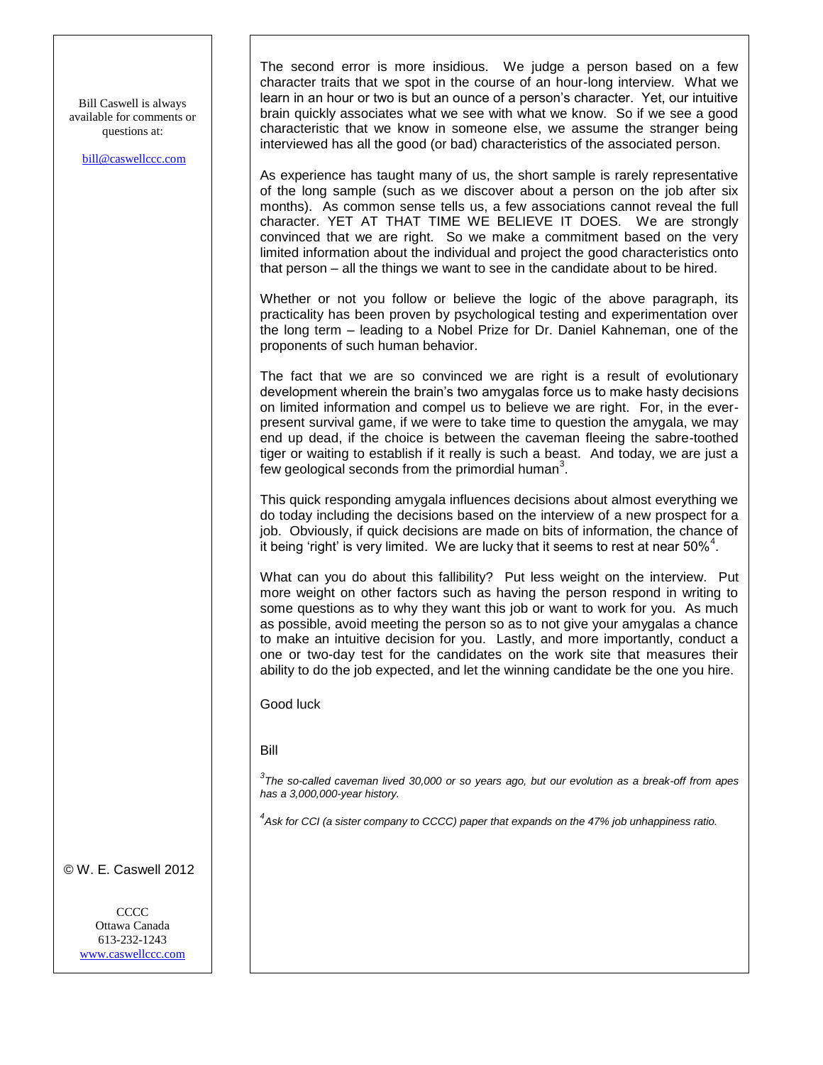Bill Caswell is always available for comments or questions at:

bill@caswellccc.com

The second error is more insidious. We judge a person based on a few character traits that we spot in the course of an hour-long interview. What we learn in an hour or two is but an ounce of a person's character. Yet, our intuitive brain quickly associates what we see with what we know. So if we see a good characteristic that we know in someone else, we assume the stranger being interviewed has all the good (or bad) characteristics of the associated person.

As experience has taught many of us, the short sample is rarely representative of the long sample (such as we discover about a person on the job after six months). As common sense tells us, a few associations cannot reveal the full character. YET AT THAT TIME WE BELIEVE IT DOES. We are strongly convinced that we are right. So we make a commitment based on the very limited information about the individual and project the good characteristics onto that person – all the things we want to see in the candidate about to be hired.

Whether or not you follow or believe the logic of the above paragraph, its practicality has been proven by psychological testing and experimentation over the long term – leading to a Nobel Prize for Dr. Daniel Kahneman, one of the proponents of such human behavior.

The fact that we are so convinced we are right is a result of evolutionary development wherein the brain's two amygalas force us to make hasty decisions on limited information and compel us to believe we are right. For, in the ever-present survival game, if we were to take time to question the amygala, we may end up dead, if the choice is between the caveman fleeing the sabre-toothed tiger or waiting to establish if it really is such a beast. And today, we are just a few geological seconds from the primordial human[3].

This quick responding amygala influences decisions about almost everything we do today including the decisions based on the interview of a new prospect for a job. Obviously, if quick decisions are made on bits of information, the chance of it being 'right' is very limited. We are lucky that it seems to rest at near 50%[4].

What can you do about this fallibility? Put less weight on the interview. Put more weight on other factors such as having the person respond in writing to some questions as to why they want this job or want to work for you. As much as possible, avoid meeting the person so as to not give your amygalas a chance to make an intuitive decision for you. Lastly, and more importantly, conduct a one or two-day test for the candidates on the work site that measures their ability to do the job expected, and let the winning candidate be the one you hire.

Good luck

Bill

*[3] The so-called caveman lived 30,000 or so years ago, but our evolution as a break-off from apes has a 3,000,000-year history.*

*[4] Ask for CCI (a sister company to CCCC) paper that expands on the 47% job unhappiness ratio.*

© W. E. Caswell 2012

CCCC
Ottawa Canada
613-232-1243
www.caswellccc.com